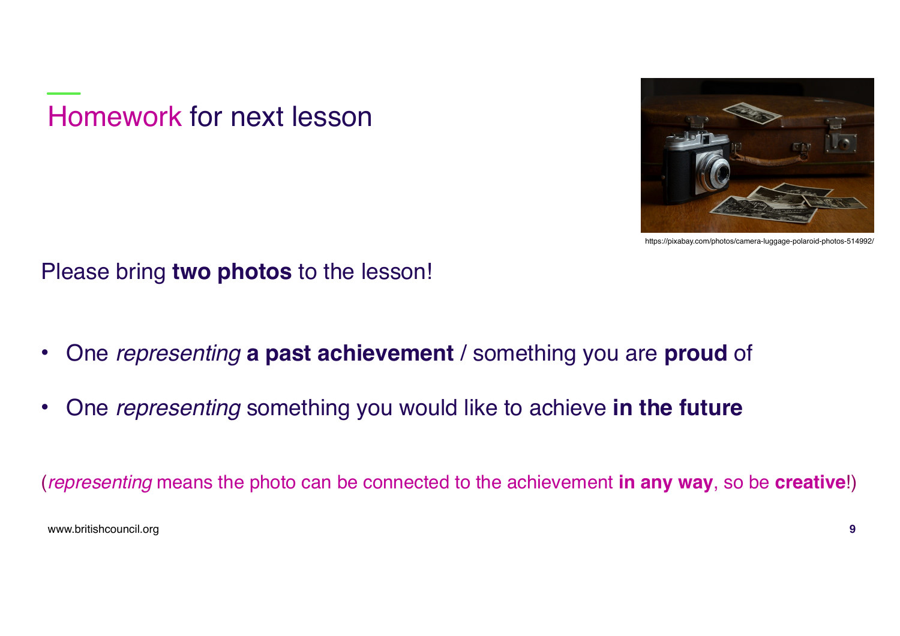# Homework for next lesson

https://pixabay.com/photos/camera-luggage-polaroid-photos-514992/

Please bring **two photos** to the lesson!

- One *representing* **a past achievement** / something you are **proud** of
- One *representing* something you would like to achieve **in the future**

(*representing* means the photo can be connected to the achievement **in any way**, so be **creative**!)

www.britishcouncil.org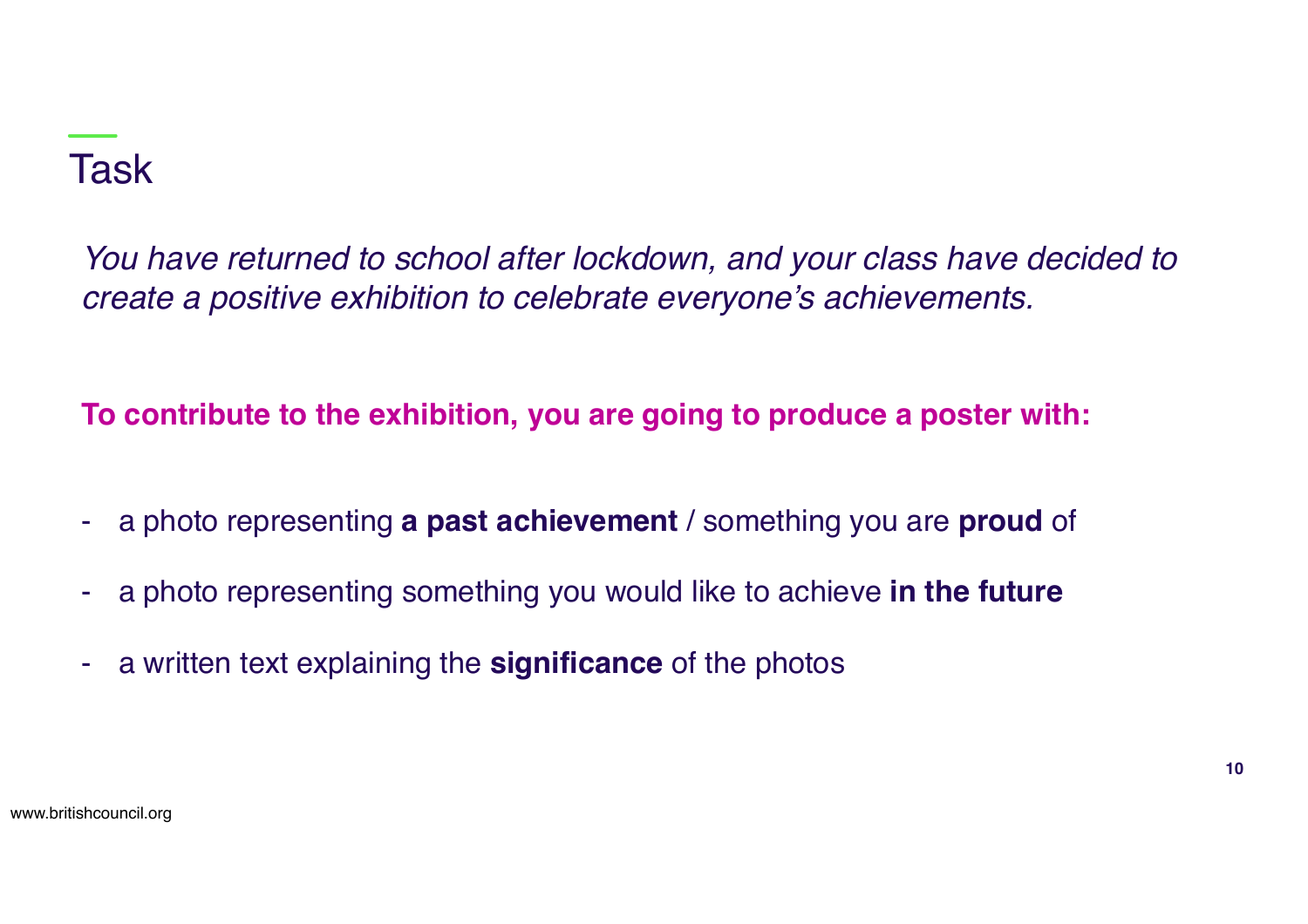# Task

*You have returned to school after lockdown, and your class have decided to create a positive exhibition to celebrate everyone's achievements.*

**To contribute to the exhibition, you are going to produce a poster with:**

- a photo representing **a past achievement** / something you are **proud** of
- a photo representing something you would like to achieve **in the future**
- a written text explaining the **significance** of the photos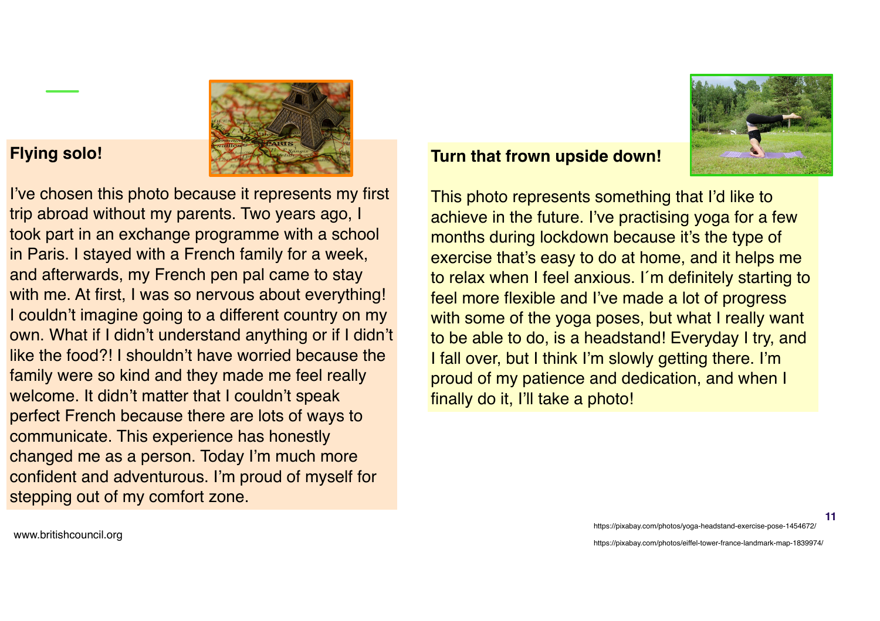**Flying solo!**

I've chosen this photo because it represents my first trip abroad without my parents. Two years ago, I took part in an exchange programme with a school in Paris. I stayed with a French family for a week, and afterwards, my French pen pal came to stay with me. At first, I was so nervous about everything! I couldn't imagine going to a different country on my own. What if I didn't understand anything or if I didn't like the food?! I shouldn't have worried because the family were so kind and they made me feel really welcome. It didn't matter that I couldn't speak perfect French because there are lots of ways to communicate. This experience has honestly changed me as a person. Today I'm much more confident and adventurous. I'm proud of myself for stepping out of my comfort zone.

**Turn that frown upside down!**

This photo represents something that I'd like to achieve in the future. I've practising yoga for a few months during lockdown because it's the type of exercise that's easy to do at home, and it helps me to relax when I feel anxious. I´m definitely starting to feel more flexible and I've made a lot of progress with some of the yoga poses, but what I really want to be able to do, is a headstand! Everyday I try, and I fall over, but I think I'm slowly getting there. I'm proud of my patience and dedication, and when I finally do it, I'll take a photo!

https://pixabay.com/photos/yoga-headstand-exercise-pose-1454672/

https://pixabay.com/photos/eiffel-tower-france-landmark-map-1839974/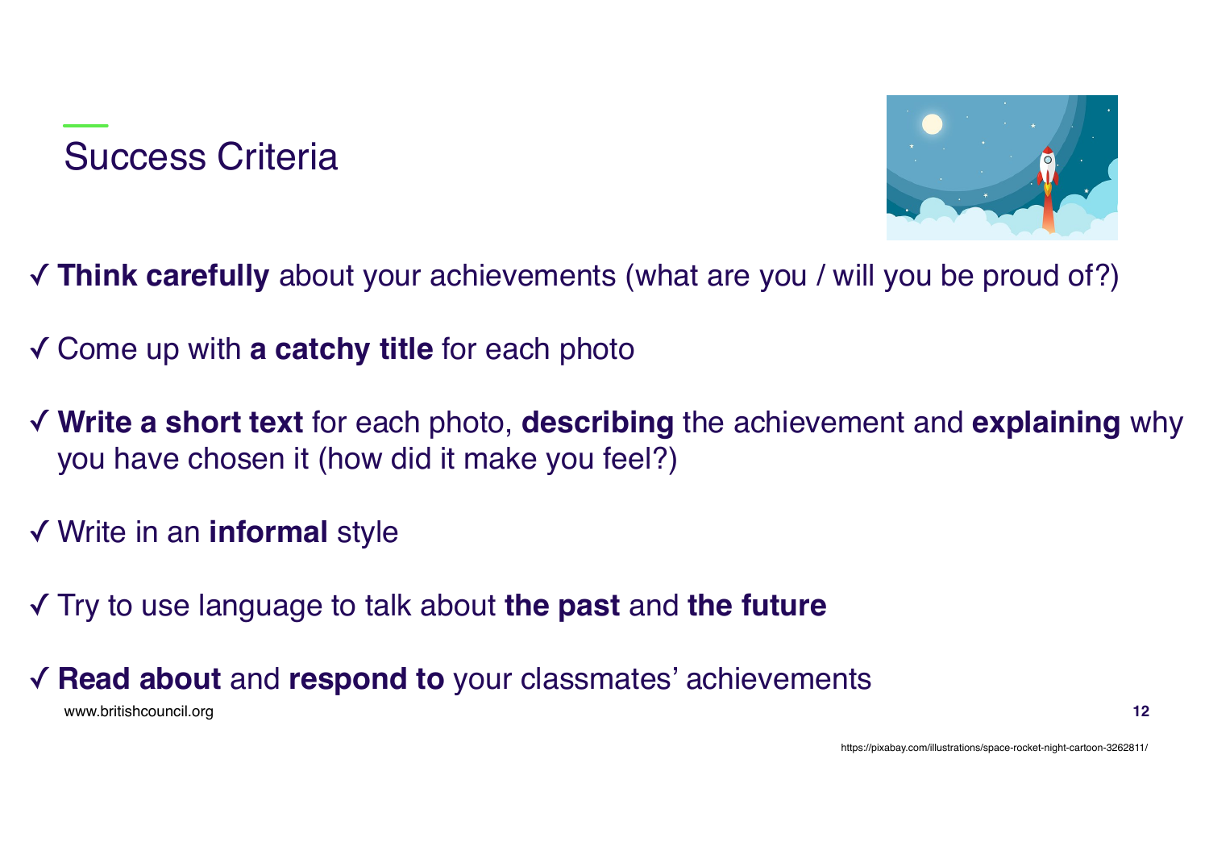# Success Criteria

✓ **Think carefully** about your achievements (what are you / will you be proud of?)

✓ Come up with **a catchy title** for each photo

✓ **Write a short text** for each photo, **describing** the achievement and **explaining** why you have chosen it (how did it make you feel?)

✓ Write in an **informal** style

✓ Try to use language to talk about **the past** and **the future**

✓ **Read about** and **respond to** your classmates' achievements

https://pixabay.com/illustrations/space-rocket-night-cartoon-3262811/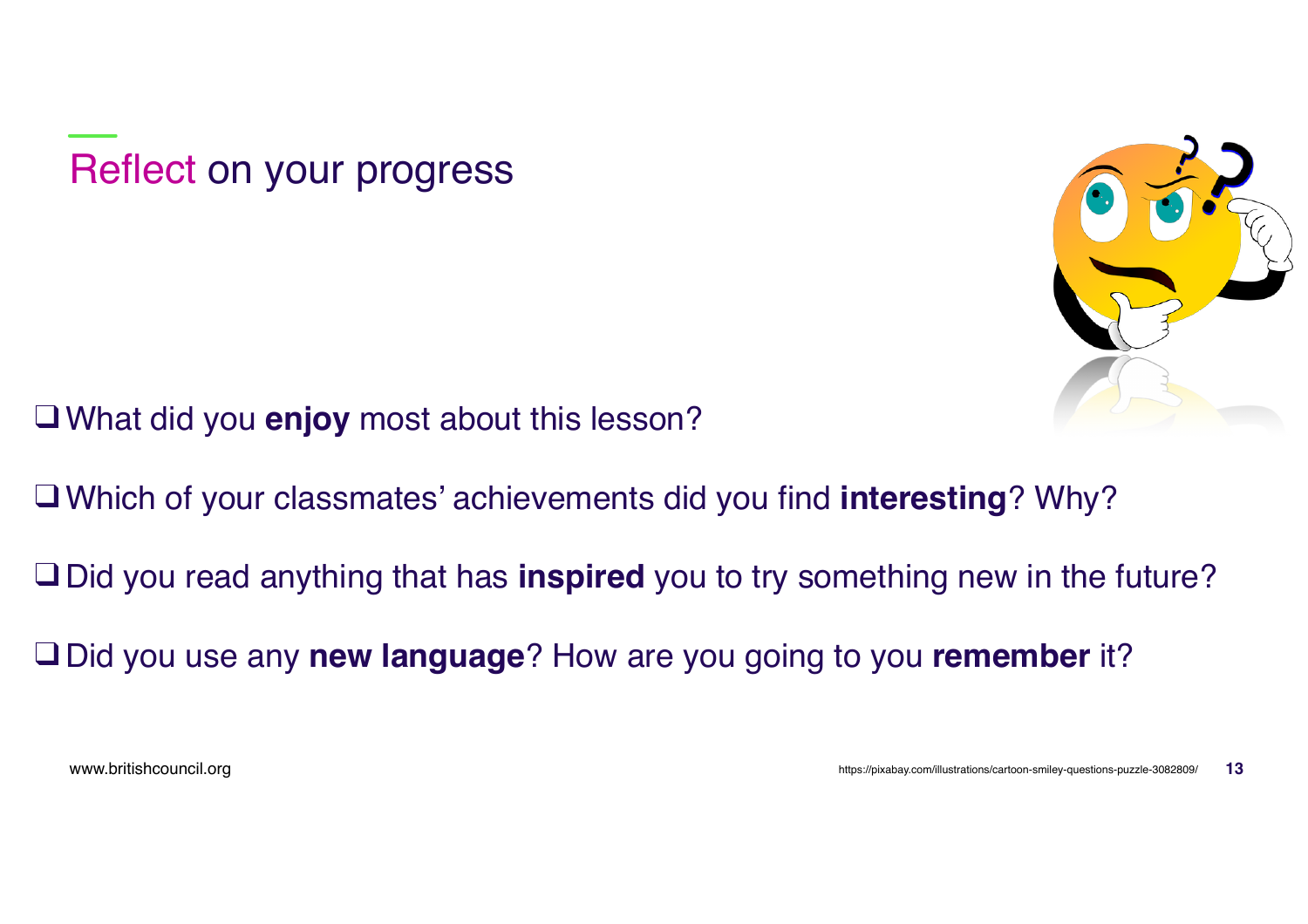## Reflect on your progress

- ❑ What did you **enjoy** most about this lesson?
- ❑ Which of your classmates' achievements did you find **interesting**? Why?
- ❑ Did you read anything that has **inspired** you to try something new in the future?
- ❑ Did you use any **new language**? How are you going to you **remember** it?

www.britishcouncil.org

https://pixabay.com/illustrations/cartoon-smiley-questions-puzzle-3082809/